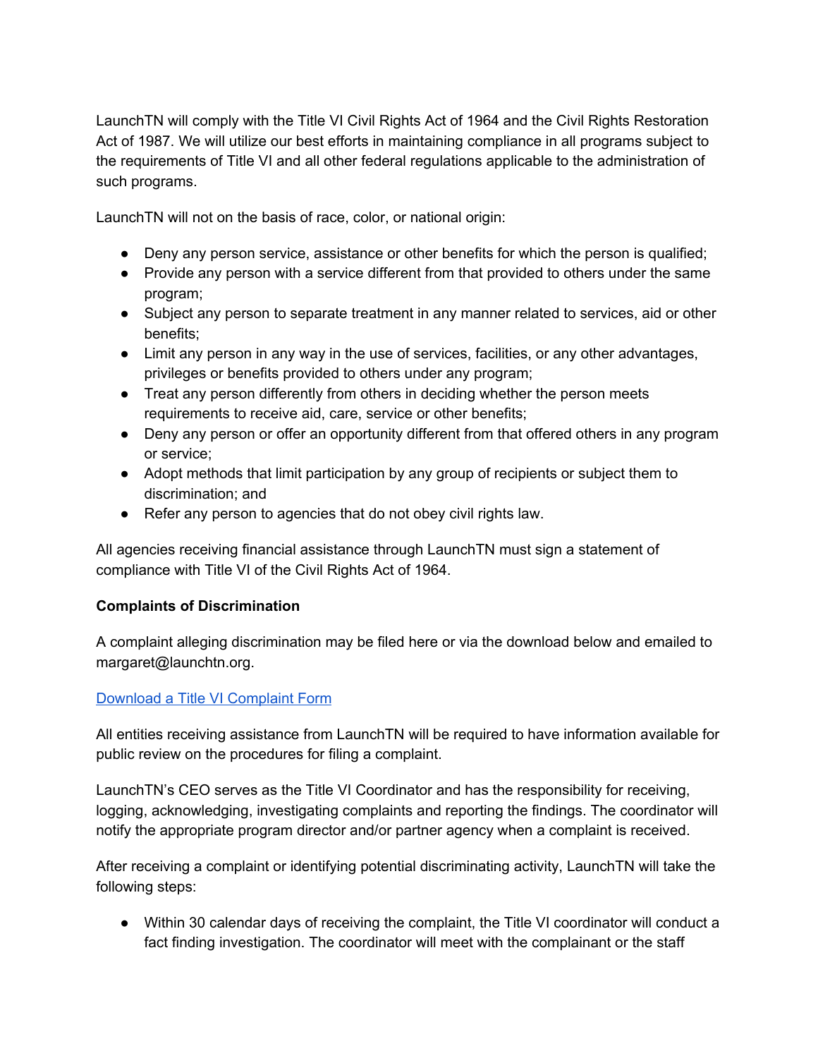LaunchTN will comply with the Title VI Civil Rights Act of 1964 and the Civil Rights Restoration Act of 1987. We will utilize our best efforts in maintaining compliance in all programs subject to the requirements of Title VI and all other federal regulations applicable to the administration of such programs.

LaunchTN will not on the basis of race, color, or national origin:

- Deny any person service, assistance or other benefits for which the person is qualified;
- Provide any person with a service different from that provided to others under the same program;
- Subject any person to separate treatment in any manner related to services, aid or other benefits;
- Limit any person in any way in the use of services, facilities, or any other advantages, privileges or benefits provided to others under any program;
- Treat any person differently from others in deciding whether the person meets requirements to receive aid, care, service or other benefits;
- Deny any person or offer an opportunity different from that offered others in any program or service;
- Adopt methods that limit participation by any group of recipients or subject them to discrimination; and
- Refer any person to agencies that do not obey civil rights law.

All agencies receiving financial assistance through LaunchTN must sign a statement of compliance with Title VI of the Civil Rights Act of 1964.

**Complaints of Discrimination**

A complaint alleging discrimination may be filed here or via the download below and emailed to margaret@launchtn.org.

[Download a Title VI Complaint Form]

All entities receiving assistance from LaunchTN will be required to have information available for public review on the procedures for filing a complaint.

LaunchTN's CEO serves as the Title VI Coordinator and has the responsibility for receiving, logging, acknowledging, investigating complaints and reporting the findings. The coordinator will notify the appropriate program director and/or partner agency when a complaint is received.

After receiving a complaint or identifying potential discriminating activity, LaunchTN will take the following steps:

- Within 30 calendar days of receiving the complaint, the Title VI coordinator will conduct a fact finding investigation. The coordinator will meet with the complainant or the staff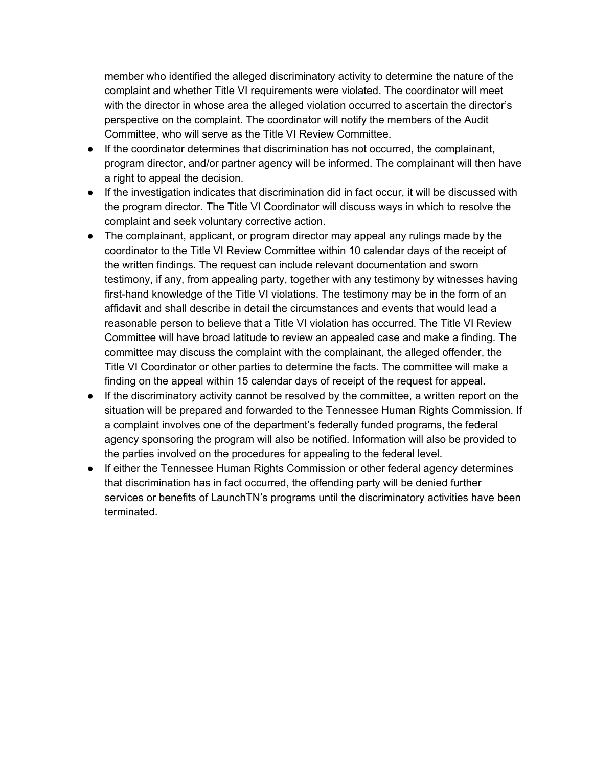member who identified the alleged discriminatory activity to determine the nature of the complaint and whether Title VI requirements were violated. The coordinator will meet with the director in whose area the alleged violation occurred to ascertain the director's perspective on the complaint. The coordinator will notify the members of the Audit Committee, who will serve as the Title VI Review Committee.

- If the coordinator determines that discrimination has not occurred, the complainant, program director, and/or partner agency will be informed. The complainant will then have a right to appeal the decision.
- If the investigation indicates that discrimination did in fact occur, it will be discussed with the program director. The Title VI Coordinator will discuss ways in which to resolve the complaint and seek voluntary corrective action.
- The complainant, applicant, or program director may appeal any rulings made by the coordinator to the Title VI Review Committee within 10 calendar days of the receipt of the written findings. The request can include relevant documentation and sworn testimony, if any, from appealing party, together with any testimony by witnesses having first-hand knowledge of the Title VI violations. The testimony may be in the form of an affidavit and shall describe in detail the circumstances and events that would lead a reasonable person to believe that a Title VI violation has occurred. The Title VI Review Committee will have broad latitude to review an appealed case and make a finding. The committee may discuss the complaint with the complainant, the alleged offender, the Title VI Coordinator or other parties to determine the facts. The committee will make a finding on the appeal within 15 calendar days of receipt of the request for appeal.
- If the discriminatory activity cannot be resolved by the committee, a written report on the situation will be prepared and forwarded to the Tennessee Human Rights Commission. If a complaint involves one of the department's federally funded programs, the federal agency sponsoring the program will also be notified. Information will also be provided to the parties involved on the procedures for appealing to the federal level.
- If either the Tennessee Human Rights Commission or other federal agency determines that discrimination has in fact occurred, the offending party will be denied further services or benefits of LaunchTN's programs until the discriminatory activities have been terminated.